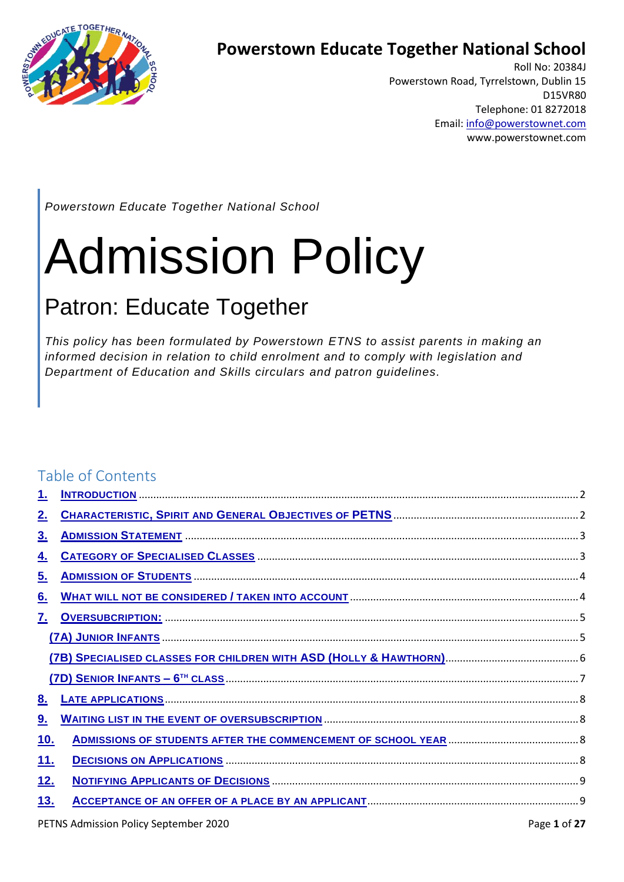# Powerstown Educate Together National School

Roll No: 20384J
Powerstown Road, Tyrrelstown, Dublin 15
D15VR80
Telephone: 01 8272018
Email: info@powerstownet.com
www.powerstownet.com

*Powerstown Educate Together National School*

# Admission Policy

## Patron: Educate Together

*This policy has been formulated by Powerstown ETNS to assist parents in making an informed decision in relation to child enrolment and to comply with legislation and Department of Education and Skills circulars and patron guidelines.*

## Table of Contents

1. Introduction .......... 2
2. Characteristic, Spirit and General Objectives of PETNS .......... 2
3. Admission Statement .......... 3
4. Category of Specialised Classes .......... 3
5. Admission of Students .......... 4
6. What will not be considered / taken into account .......... 4
7. Oversubscription: .......... 5
   - (7A) Junior Infants .......... 5
   - (7B) Specialised classes for children with ASD (Holly & Hawthorn) .......... 6
   - (7D) Senior Infants – 6th class .......... 7
8. Late applications .......... 8
9. Waiting list in the event of oversubscription .......... 8
10. Admissions of students after the commencement of school year .......... 8
11. Decisions on Applications .......... 8
12. Notifying Applicants of Decisions .......... 9
13. Acceptance of an offer of a place by an applicant .......... 9

PETNS Admission Policy September 2020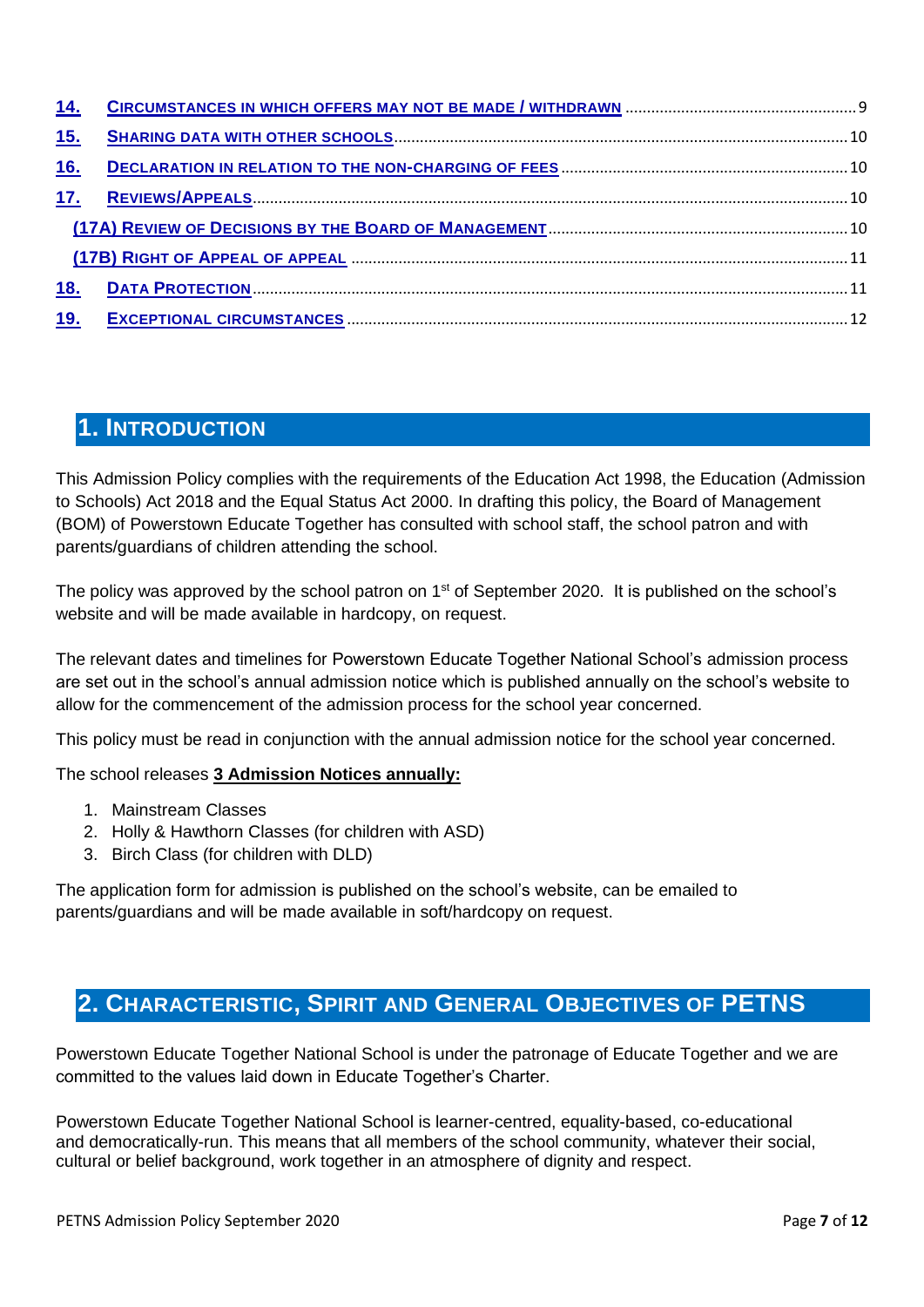| | | |
|---|---|---|
| **14.** | **CIRCUMSTANCES IN WHICH OFFERS MAY NOT BE MADE / WITHDRAWN** | 9 |
| **15.** | **SHARING DATA WITH OTHER SCHOOLS** | 10 |
| **16.** | **DECLARATION IN RELATION TO THE NON-CHARGING OF FEES** | 10 |
| **17.** | **REVIEWS/APPEALS** | 10 |
| | **(17A) REVIEW OF DECISIONS BY THE BOARD OF MANAGEMENT** | 10 |
| | **(17B) RIGHT OF APPEAL OF APPEAL** | 11 |
| **18.** | **DATA PROTECTION** | 11 |
| **19.** | **EXCEPTIONAL CIRCUMSTANCES** | 12 |

## 1. INTRODUCTION

This Admission Policy complies with the requirements of the Education Act 1998, the Education (Admission to Schools) Act 2018 and the Equal Status Act 2000. In drafting this policy, the Board of Management (BOM) of Powerstown Educate Together has consulted with school staff, the school patron and with parents/guardians of children attending the school.

The policy was approved by the school patron on 1st of September 2020. It is published on the school's website and will be made available in hardcopy, on request.

The relevant dates and timelines for Powerstown Educate Together National School's admission process are set out in the school's annual admission notice which is published annually on the school's website to allow for the commencement of the admission process for the school year concerned.

This policy must be read in conjunction with the annual admission notice for the school year concerned.

The school releases **3 Admission Notices annually:**

1. Mainstream Classes
2. Holly & Hawthorn Classes (for children with ASD)
3. Birch Class (for children with DLD)

The application form for admission is published on the school's website, can be emailed to parents/guardians and will be made available in soft/hardcopy on request.

## 2. CHARACTERISTIC, SPIRIT AND GENERAL OBJECTIVES OF PETNS

Powerstown Educate Together National School is under the patronage of Educate Together and we are committed to the values laid down in Educate Together's Charter.

Powerstown Educate Together National School is learner-centred, equality-based, co-educational and democratically-run. This means that all members of the school community, whatever their social, cultural or belief background, work together in an atmosphere of dignity and respect.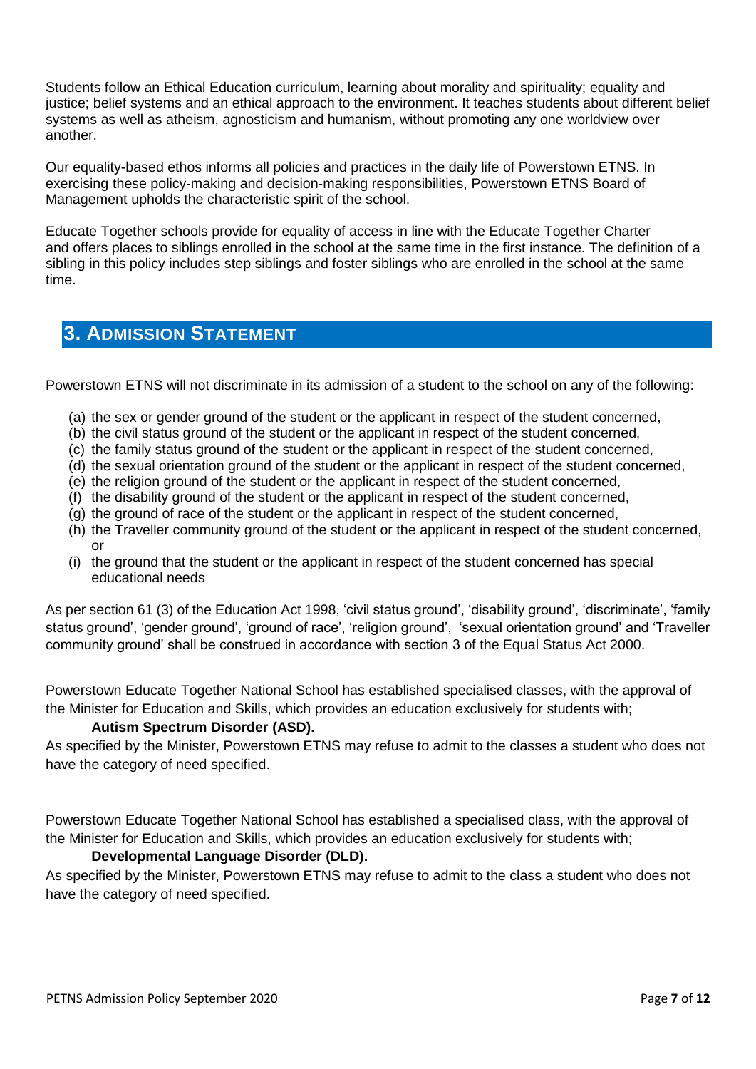Students follow an Ethical Education curriculum, learning about morality and spirituality; equality and justice; belief systems and an ethical approach to the environment. It teaches students about different belief systems as well as atheism, agnosticism and humanism, without promoting any one worldview over another.

Our equality-based ethos informs all policies and practices in the daily life of Powerstown ETNS. In exercising these policy-making and decision-making responsibilities, Powerstown ETNS Board of Management upholds the characteristic spirit of the school.

Educate Together schools provide for equality of access in line with the Educate Together Charter and offers places to siblings enrolled in the school at the same time in the first instance. The definition of a sibling in this policy includes step siblings and foster siblings who are enrolled in the school at the same time.

## 3. Admission Statement

Powerstown ETNS will not discriminate in its admission of a student to the school on any of the following:

(a) the sex or gender ground of the student or the applicant in respect of the student concerned,
(b) the civil status ground of the student or the applicant in respect of the student concerned,
(c) the family status ground of the student or the applicant in respect of the student concerned,
(d) the sexual orientation ground of the student or the applicant in respect of the student concerned,
(e) the religion ground of the student or the applicant in respect of the student concerned,
(f) the disability ground of the student or the applicant in respect of the student concerned,
(g) the ground of race of the student or the applicant in respect of the student concerned,
(h) the Traveller community ground of the student or the applicant in respect of the student concerned, or
(i) the ground that the student or the applicant in respect of the student concerned has special educational needs

As per section 61 (3) of the Education Act 1998, 'civil status ground', 'disability ground', 'discriminate', 'family status ground', 'gender ground', 'ground of race', 'religion ground', 'sexual orientation ground' and 'Traveller community ground' shall be construed in accordance with section 3 of the Equal Status Act 2000.

Powerstown Educate Together National School has established specialised classes, with the approval of the Minister for Education and Skills, which provides an education exclusively for students with;

**Autism Spectrum Disorder (ASD).**

As specified by the Minister, Powerstown ETNS may refuse to admit to the classes a student who does not have the category of need specified.

Powerstown Educate Together National School has established a specialised class, with the approval of the Minister for Education and Skills, which provides an education exclusively for students with;

**Developmental Language Disorder (DLD).**

As specified by the Minister, Powerstown ETNS may refuse to admit to the class a student who does not have the category of need specified.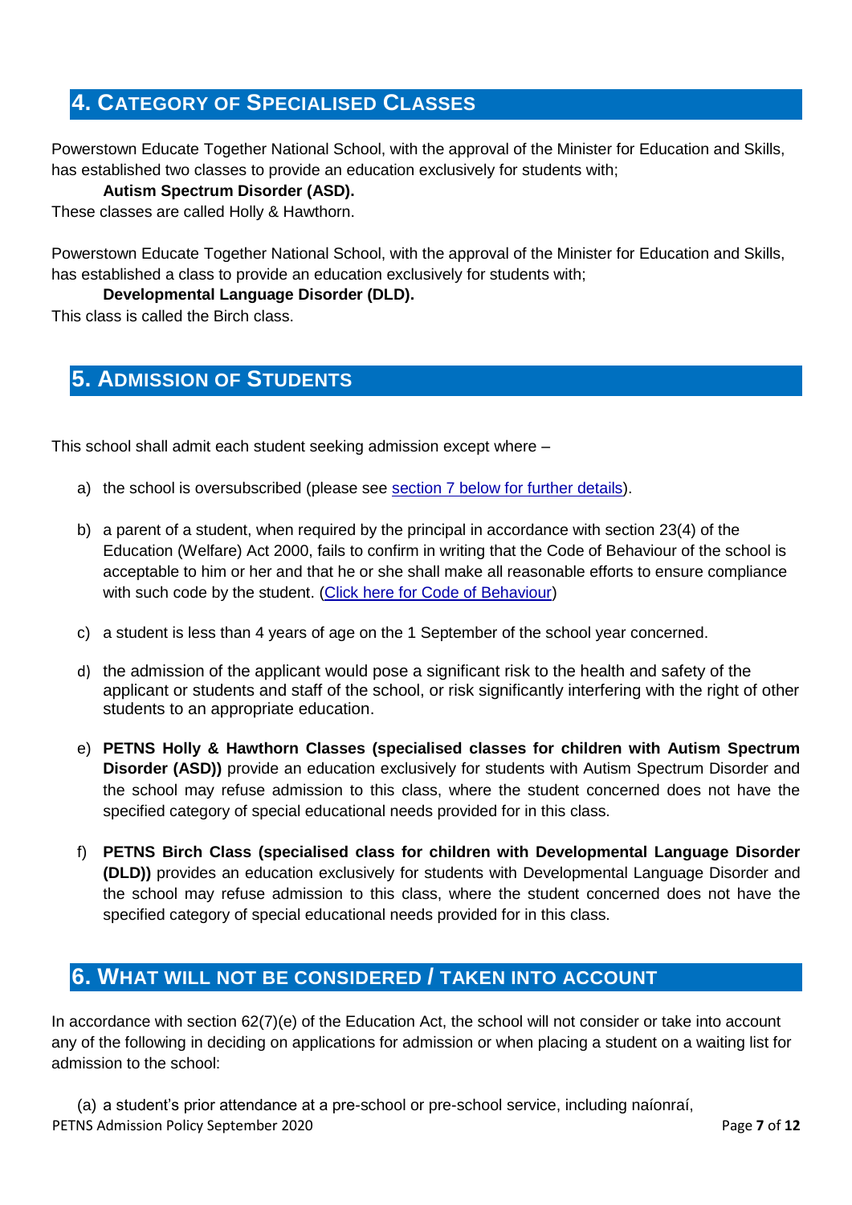## 4. Category of Specialised Classes

Powerstown Educate Together National School, with the approval of the Minister for Education and Skills, has established two classes to provide an education exclusively for students with;

**Autism Spectrum Disorder (ASD).**

These classes are called Holly & Hawthorn.

Powerstown Educate Together National School, with the approval of the Minister for Education and Skills, has established a class to provide an education exclusively for students with;

**Developmental Language Disorder (DLD).**

This class is called the Birch class.

## 5. Admission of Students

This school shall admit each student seeking admission except where –

a) the school is oversubscribed (please see [section 7 below for further details](#)).

b) a parent of a student, when required by the principal in accordance with section 23(4) of the Education (Welfare) Act 2000, fails to confirm in writing that the Code of Behaviour of the school is acceptable to him or her and that he or she shall make all reasonable efforts to ensure compliance with such code by the student. ([Click here for Code of Behaviour](#))

c) a student is less than 4 years of age on the 1 September of the school year concerned.

d) the admission of the applicant would pose a significant risk to the health and safety of the applicant or students and staff of the school, or risk significantly interfering with the right of other students to an appropriate education.

e) **PETNS Holly & Hawthorn Classes (specialised classes for children with Autism Spectrum Disorder (ASD))** provide an education exclusively for students with Autism Spectrum Disorder and the school may refuse admission to this class, where the student concerned does not have the specified category of special educational needs provided for in this class.

f) **PETNS Birch Class (specialised class for children with Developmental Language Disorder (DLD))** provides an education exclusively for students with Developmental Language Disorder and the school may refuse admission to this class, where the student concerned does not have the specified category of special educational needs provided for in this class.

## 6. What will not be considered / taken into account

In accordance with section 62(7)(e) of the Education Act, the school will not consider or take into account any of the following in deciding on applications for admission or when placing a student on a waiting list for admission to the school:

(a) a student's prior attendance at a pre-school or pre-school service, including naíonraí,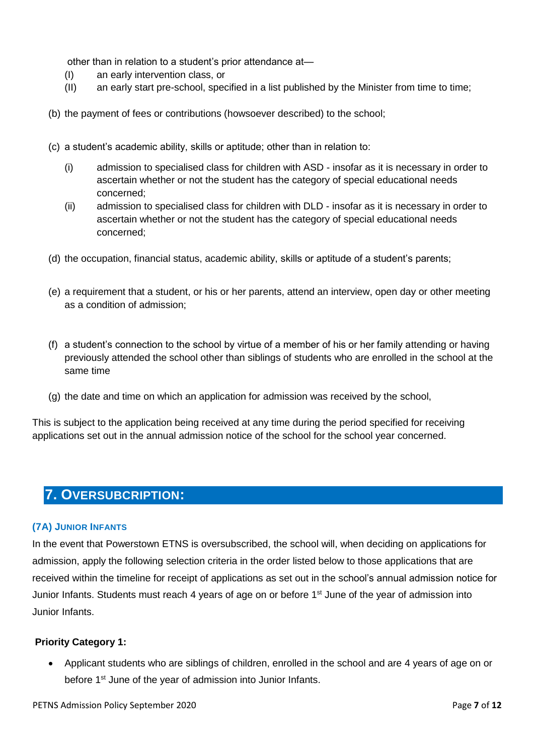other than in relation to a student's prior attendance at—
   (I) an early intervention class, or
   (II) an early start pre-school, specified in a list published by the Minister from time to time;

(b) the payment of fees or contributions (howsoever described) to the school;

(c) a student's academic ability, skills or aptitude; other than in relation to:

   (i) admission to specialised class for children with ASD - insofar as it is necessary in order to ascertain whether or not the student has the category of special educational needs concerned;
   (ii) admission to specialised class for children with DLD - insofar as it is necessary in order to ascertain whether or not the student has the category of special educational needs concerned;

(d) the occupation, financial status, academic ability, skills or aptitude of a student's parents;

(e) a requirement that a student, or his or her parents, attend an interview, open day or other meeting as a condition of admission;

(f) a student's connection to the school by virtue of a member of his or her family attending or having previously attended the school other than siblings of students who are enrolled in the school at the same time

(g) the date and time on which an application for admission was received by the school,

This is subject to the application being received at any time during the period specified for receiving applications set out in the annual admission notice of the school for the school year concerned.

## 7. Oversubcription:

### (7A) Junior Infants

In the event that Powerstown ETNS is oversubscribed, the school will, when deciding on applications for admission, apply the following selection criteria in the order listed below to those applications that are received within the timeline for receipt of applications as set out in the school's annual admission notice for Junior Infants. Students must reach 4 years of age on or before 1st June of the year of admission into Junior Infants.

**Priority Category 1:**

- Applicant students who are siblings of children, enrolled in the school and are 4 years of age on or before 1st June of the year of admission into Junior Infants.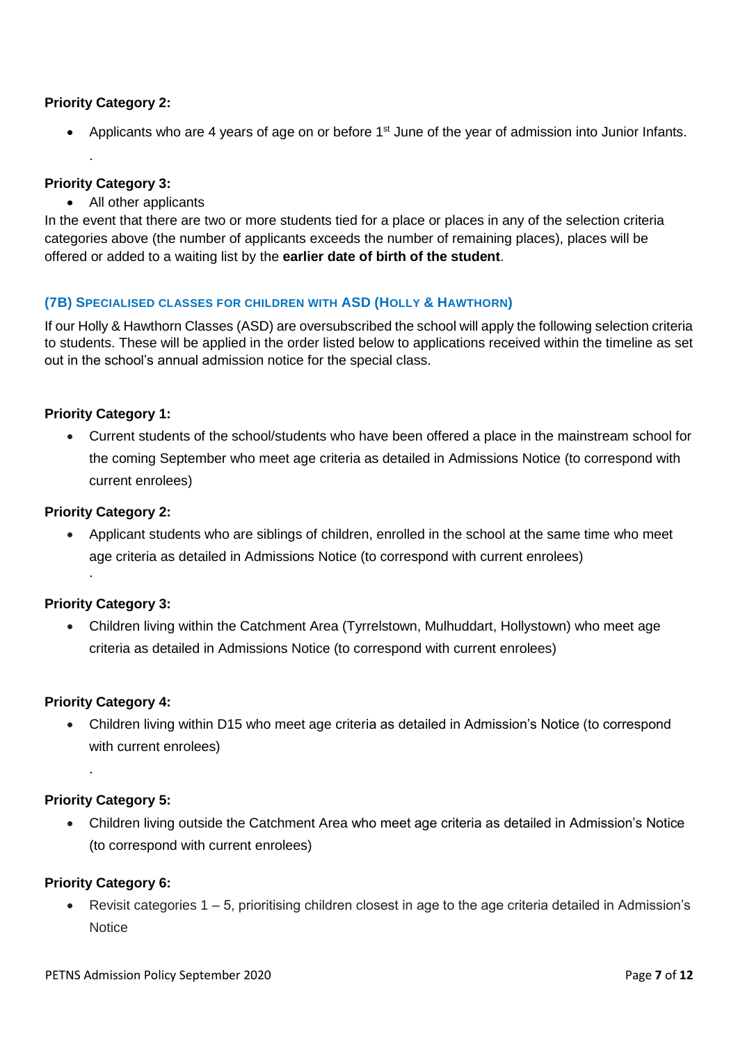**Priority Category 2:**

- Applicants who are 4 years of age on or before 1st June of the year of admission into Junior Infants.

.

**Priority Category 3:**

- All other applicants

In the event that there are two or more students tied for a place or places in any of the selection criteria categories above (the number of applicants exceeds the number of remaining places), places will be offered or added to a waiting list by the **earlier date of birth of the student**.

### (7B) Specialised classes for children with ASD (Holly & Hawthorn)

If our Holly & Hawthorn Classes (ASD) are oversubscribed the school will apply the following selection criteria to students. These will be applied in the order listed below to applications received within the timeline as set out in the school's annual admission notice for the special class.

**Priority Category 1:**

- Current students of the school/students who have been offered a place in the mainstream school for the coming September who meet age criteria as detailed in Admissions Notice (to correspond with current enrolees)

**Priority Category 2:**

- Applicant students who are siblings of children, enrolled in the school at the same time who meet age criteria as detailed in Admissions Notice (to correspond with current enrolees)

.

**Priority Category 3:**

- Children living within the Catchment Area (Tyrrelstown, Mulhuddart, Hollystown) who meet age criteria as detailed in Admissions Notice (to correspond with current enrolees)

**Priority Category 4:**

- Children living within D15 who meet age criteria as detailed in Admission's Notice (to correspond with current enrolees)

.

**Priority Category 5:**

- Children living outside the Catchment Area who meet age criteria as detailed in Admission's Notice (to correspond with current enrolees)

**Priority Category 6:**

- Revisit categories 1 – 5, prioritising children closest in age to the age criteria detailed in Admission's Notice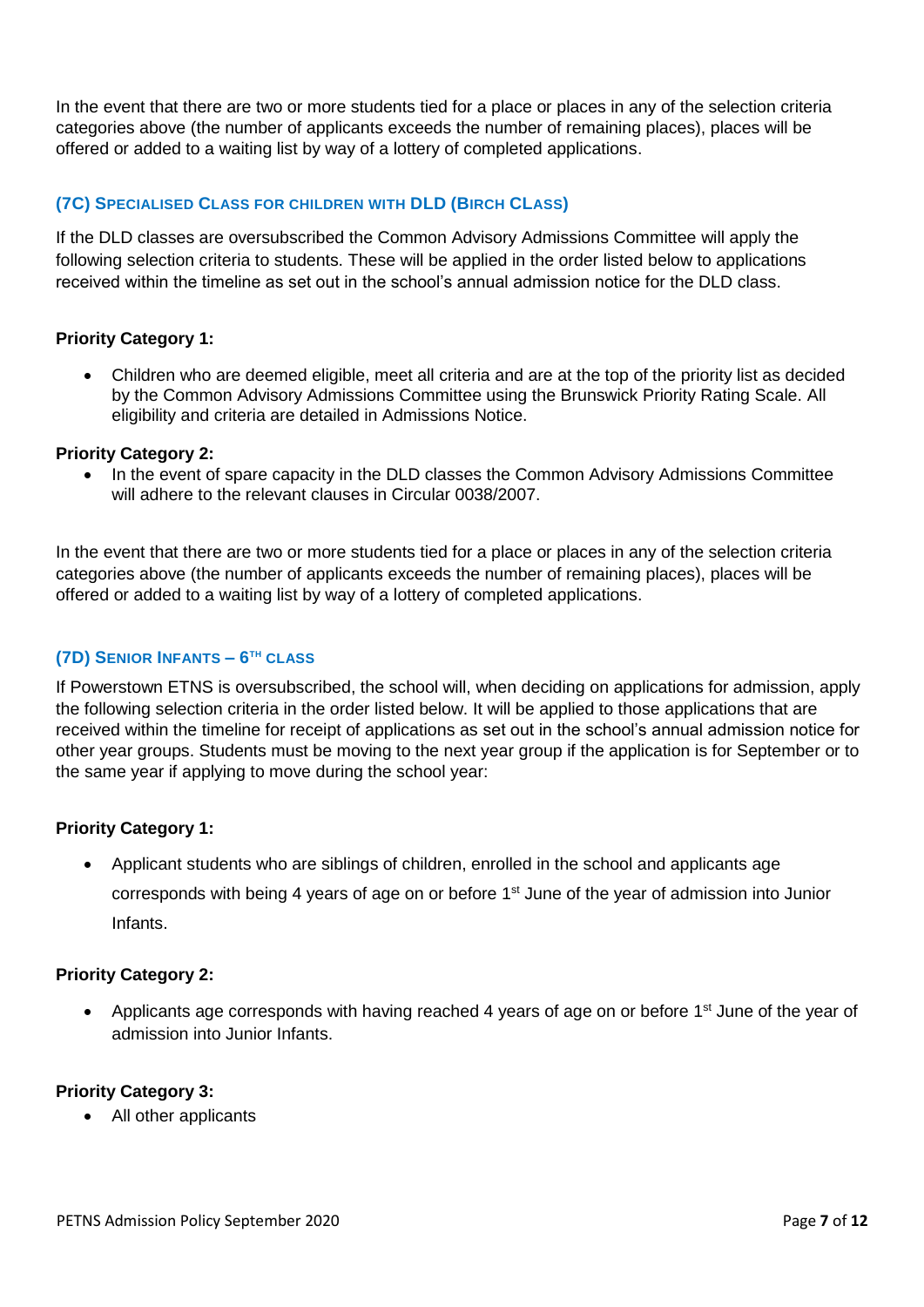In the event that there are two or more students tied for a place or places in any of the selection criteria categories above (the number of applicants exceeds the number of remaining places), places will be offered or added to a waiting list by way of a lottery of completed applications.

### (7C) Specialised Class for children with DLD (Birch Class)

If the DLD classes are oversubscribed the Common Advisory Admissions Committee will apply the following selection criteria to students. These will be applied in the order listed below to applications received within the timeline as set out in the school's annual admission notice for the DLD class.

**Priority Category 1:**

- Children who are deemed eligible, meet all criteria and are at the top of the priority list as decided by the Common Advisory Admissions Committee using the Brunswick Priority Rating Scale. All eligibility and criteria are detailed in Admissions Notice.

**Priority Category 2:**

- In the event of spare capacity in the DLD classes the Common Advisory Admissions Committee will adhere to the relevant clauses in Circular 0038/2007.

In the event that there are two or more students tied for a place or places in any of the selection criteria categories above (the number of applicants exceeds the number of remaining places), places will be offered or added to a waiting list by way of a lottery of completed applications.

### (7D) Senior Infants – 6th Class

If Powerstown ETNS is oversubscribed, the school will, when deciding on applications for admission, apply the following selection criteria in the order listed below. It will be applied to those applications that are received within the timeline for receipt of applications as set out in the school's annual admission notice for other year groups. Students must be moving to the next year group if the application is for September or to the same year if applying to move during the school year:

**Priority Category 1:**

- Applicant students who are siblings of children, enrolled in the school and applicants age corresponds with being 4 years of age on or before 1st June of the year of admission into Junior Infants.

**Priority Category 2:**

- Applicants age corresponds with having reached 4 years of age on or before 1st June of the year of admission into Junior Infants.

**Priority Category 3:**

- All other applicants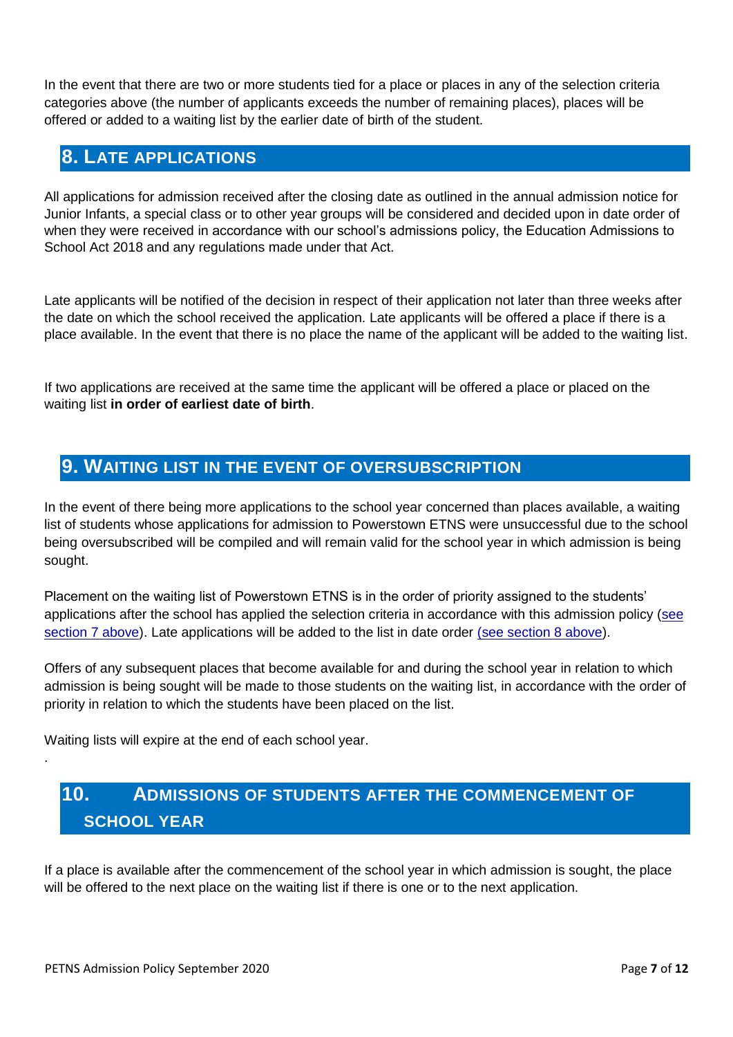In the event that there are two or more students tied for a place or places in any of the selection criteria categories above (the number of applicants exceeds the number of remaining places), places will be offered or added to a waiting list by the earlier date of birth of the student.

## 8. Late Applications

All applications for admission received after the closing date as outlined in the annual admission notice for Junior Infants, a special class or to other year groups will be considered and decided upon in date order of when they were received in accordance with our school's admissions policy, the Education Admissions to School Act 2018 and any regulations made under that Act.

Late applicants will be notified of the decision in respect of their application not later than three weeks after the date on which the school received the application. Late applicants will be offered a place if there is a place available. In the event that there is no place the name of the applicant will be added to the waiting list.

If two applications are received at the same time the applicant will be offered a place or placed on the waiting list **in order of earliest date of birth**.

## 9. Waiting List in the Event of Oversubscription

In the event of there being more applications to the school year concerned than places available, a waiting list of students whose applications for admission to Powerstown ETNS were unsuccessful due to the school being oversubscribed will be compiled and will remain valid for the school year in which admission is being sought.

Placement on the waiting list of Powerstown ETNS is in the order of priority assigned to the students' applications after the school has applied the selection criteria in accordance with this admission policy (see section 7 above). Late applications will be added to the list in date order (see section 8 above).

Offers of any subsequent places that become available for and during the school year in relation to which admission is being sought will be made to those students on the waiting list, in accordance with the order of priority in relation to which the students have been placed on the list.

Waiting lists will expire at the end of each school year.

.

## 10. Admissions of Students After the Commencement of School Year

If a place is available after the commencement of the school year in which admission is sought, the place will be offered to the next place on the waiting list if there is one or to the next application.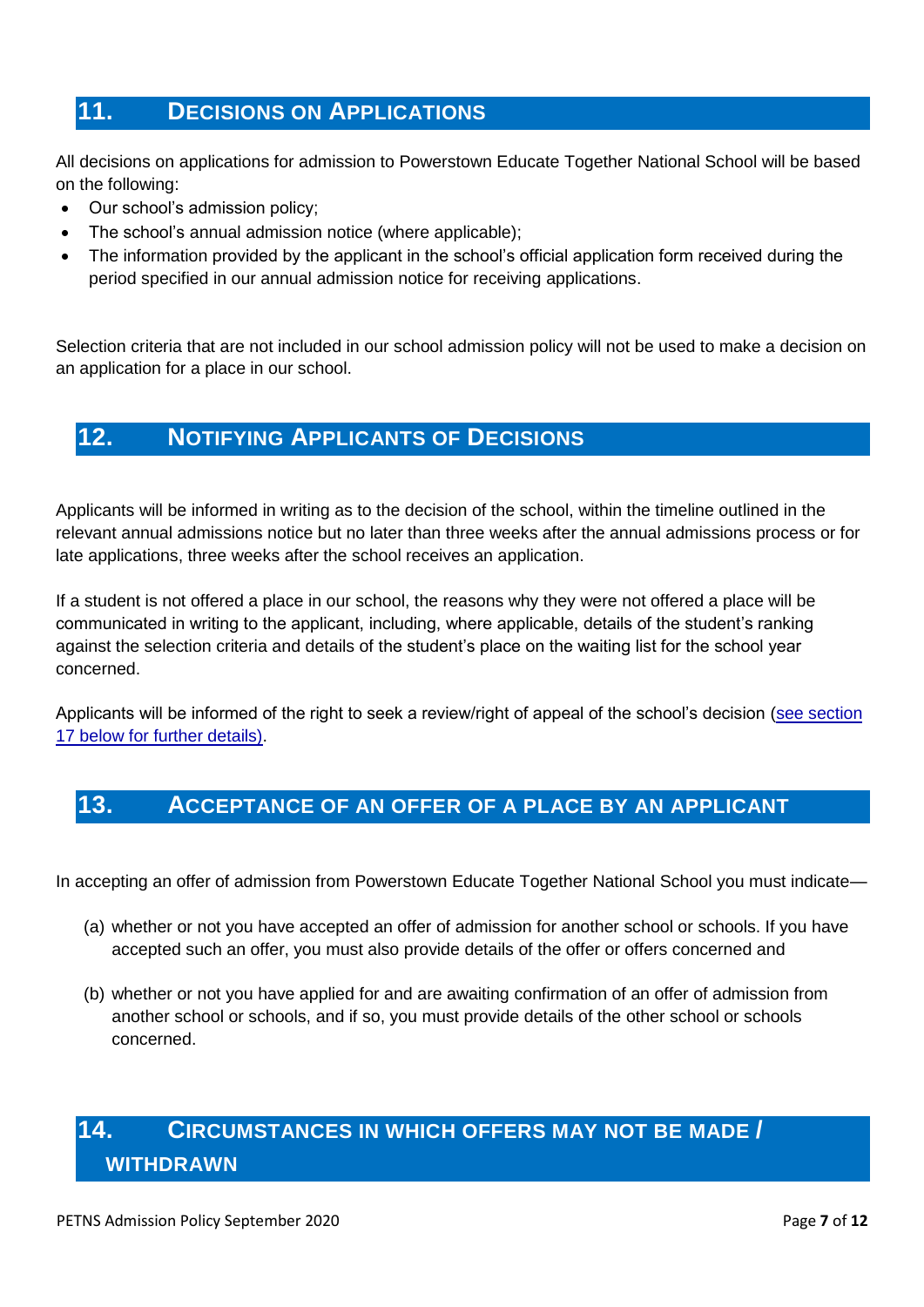## 11. Decisions on Applications

All decisions on applications for admission to Powerstown Educate Together National School will be based on the following:

- Our school's admission policy;
- The school's annual admission notice (where applicable);
- The information provided by the applicant in the school's official application form received during the period specified in our annual admission notice for receiving applications.

Selection criteria that are not included in our school admission policy will not be used to make a decision on an application for a place in our school.

## 12. Notifying Applicants of Decisions

Applicants will be informed in writing as to the decision of the school, within the timeline outlined in the relevant annual admissions notice but no later than three weeks after the annual admissions process or for late applications, three weeks after the school receives an application.

If a student is not offered a place in our school, the reasons why they were not offered a place will be communicated in writing to the applicant, including, where applicable, details of the student's ranking against the selection criteria and details of the student's place on the waiting list for the school year concerned.

Applicants will be informed of the right to seek a review/right of appeal of the school's decision (see section 17 below for further details).

## 13. Acceptance of an Offer of a Place by an Applicant

In accepting an offer of admission from Powerstown Educate Together National School you must indicate—

(a) whether or not you have accepted an offer of admission for another school or schools. If you have accepted such an offer, you must also provide details of the offer or offers concerned and

(b) whether or not you have applied for and are awaiting confirmation of an offer of admission from another school or schools, and if so, you must provide details of the other school or schools concerned.

## 14. Circumstances in Which Offers May Not Be Made / Withdrawn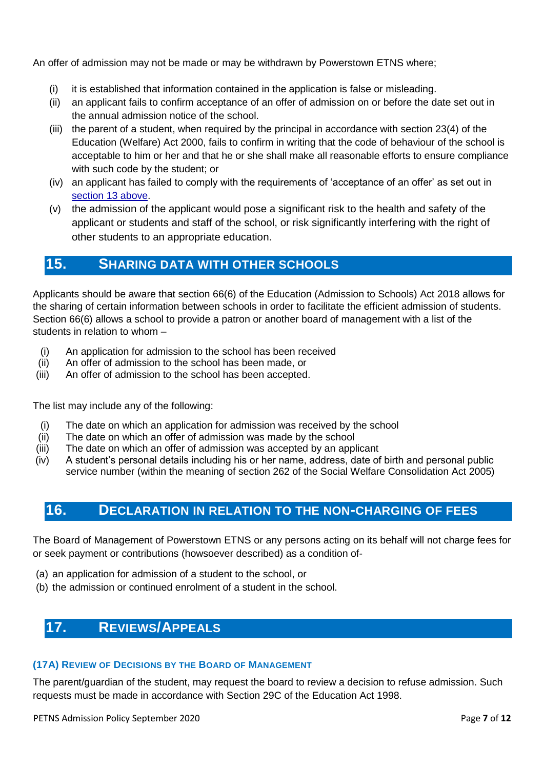An offer of admission may not be made or may be withdrawn by Powerstown ETNS where;

(i) it is established that information contained in the application is false or misleading.
(ii) an applicant fails to confirm acceptance of an offer of admission on or before the date set out in the annual admission notice of the school.
(iii) the parent of a student, when required by the principal in accordance with section 23(4) of the Education (Welfare) Act 2000, fails to confirm in writing that the code of behaviour of the school is acceptable to him or her and that he or she shall make all reasonable efforts to ensure compliance with such code by the student; or
(iv) an applicant has failed to comply with the requirements of 'acceptance of an offer' as set out in section 13 above.
(v) the admission of the applicant would pose a significant risk to the health and safety of the applicant or students and staff of the school, or risk significantly interfering with the right of other students to an appropriate education.

## 15. SHARING DATA WITH OTHER SCHOOLS

Applicants should be aware that section 66(6) of the Education (Admission to Schools) Act 2018 allows for the sharing of certain information between schools in order to facilitate the efficient admission of students. Section 66(6) allows a school to provide a patron or another board of management with a list of the students in relation to whom –

(i) An application for admission to the school has been received
(ii) An offer of admission to the school has been made, or
(iii) An offer of admission to the school has been accepted.

The list may include any of the following:

(i) The date on which an application for admission was received by the school
(ii) The date on which an offer of admission was made by the school
(iii) The date on which an offer of admission was accepted by an applicant
(iv) A student's personal details including his or her name, address, date of birth and personal public service number (within the meaning of section 262 of the Social Welfare Consolidation Act 2005)

## 16. DECLARATION IN RELATION TO THE NON-CHARGING OF FEES

The Board of Management of Powerstown ETNS or any persons acting on its behalf will not charge fees for or seek payment or contributions (howsoever described) as a condition of-

(a) an application for admission of a student to the school, or
(b) the admission or continued enrolment of a student in the school.

## 17. REVIEWS/APPEALS

### (17A) REVIEW OF DECISIONS BY THE BOARD OF MANAGEMENT

The parent/guardian of the student, may request the board to review a decision to refuse admission. Such requests must be made in accordance with Section 29C of the Education Act 1998.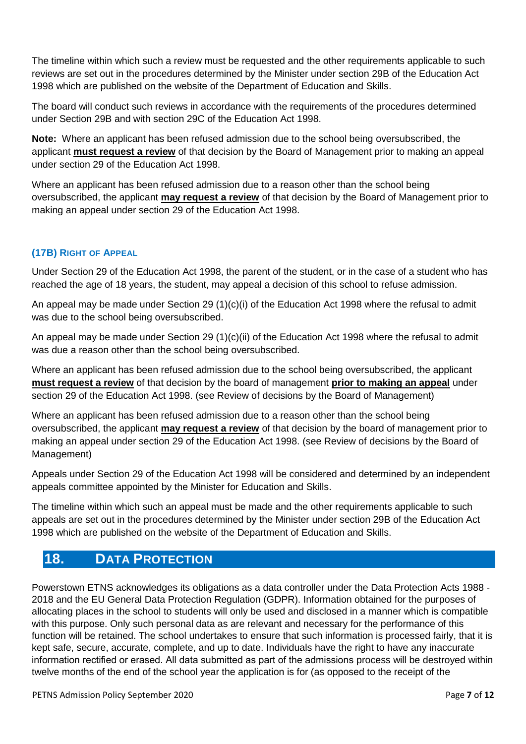The timeline within which such a review must be requested and the other requirements applicable to such reviews are set out in the procedures determined by the Minister under section 29B of the Education Act 1998 which are published on the website of the Department of Education and Skills.

The board will conduct such reviews in accordance with the requirements of the procedures determined under Section 29B and with section 29C of the Education Act 1998.

**Note:** Where an applicant has been refused admission due to the school being oversubscribed, the applicant **must request a review** of that decision by the Board of Management prior to making an appeal under section 29 of the Education Act 1998.

Where an applicant has been refused admission due to a reason other than the school being oversubscribed, the applicant **may request a review** of that decision by the Board of Management prior to making an appeal under section 29 of the Education Act 1998.

### (17B) Right of Appeal

Under Section 29 of the Education Act 1998, the parent of the student, or in the case of a student who has reached the age of 18 years, the student, may appeal a decision of this school to refuse admission.

An appeal may be made under Section 29 (1)(c)(i) of the Education Act 1998 where the refusal to admit was due to the school being oversubscribed.

An appeal may be made under Section 29 (1)(c)(ii) of the Education Act 1998 where the refusal to admit was due a reason other than the school being oversubscribed.

Where an applicant has been refused admission due to the school being oversubscribed, the applicant **must request a review** of that decision by the board of management **prior to making an appeal** under section 29 of the Education Act 1998. (see Review of decisions by the Board of Management)

Where an applicant has been refused admission due to a reason other than the school being oversubscribed, the applicant **may request a review** of that decision by the board of management prior to making an appeal under section 29 of the Education Act 1998. (see Review of decisions by the Board of Management)

Appeals under Section 29 of the Education Act 1998 will be considered and determined by an independent appeals committee appointed by the Minister for Education and Skills.

The timeline within which such an appeal must be made and the other requirements applicable to such appeals are set out in the procedures determined by the Minister under section 29B of the Education Act 1998 which are published on the website of the Department of Education and Skills.

## 18. Data Protection

Powerstown ETNS acknowledges its obligations as a data controller under the Data Protection Acts 1988 - 2018 and the EU General Data Protection Regulation (GDPR). Information obtained for the purposes of allocating places in the school to students will only be used and disclosed in a manner which is compatible with this purpose. Only such personal data as are relevant and necessary for the performance of this function will be retained. The school undertakes to ensure that such information is processed fairly, that it is kept safe, secure, accurate, complete, and up to date. Individuals have the right to have any inaccurate information rectified or erased. All data submitted as part of the admissions process will be destroyed within twelve months of the end of the school year the application is for (as opposed to the receipt of the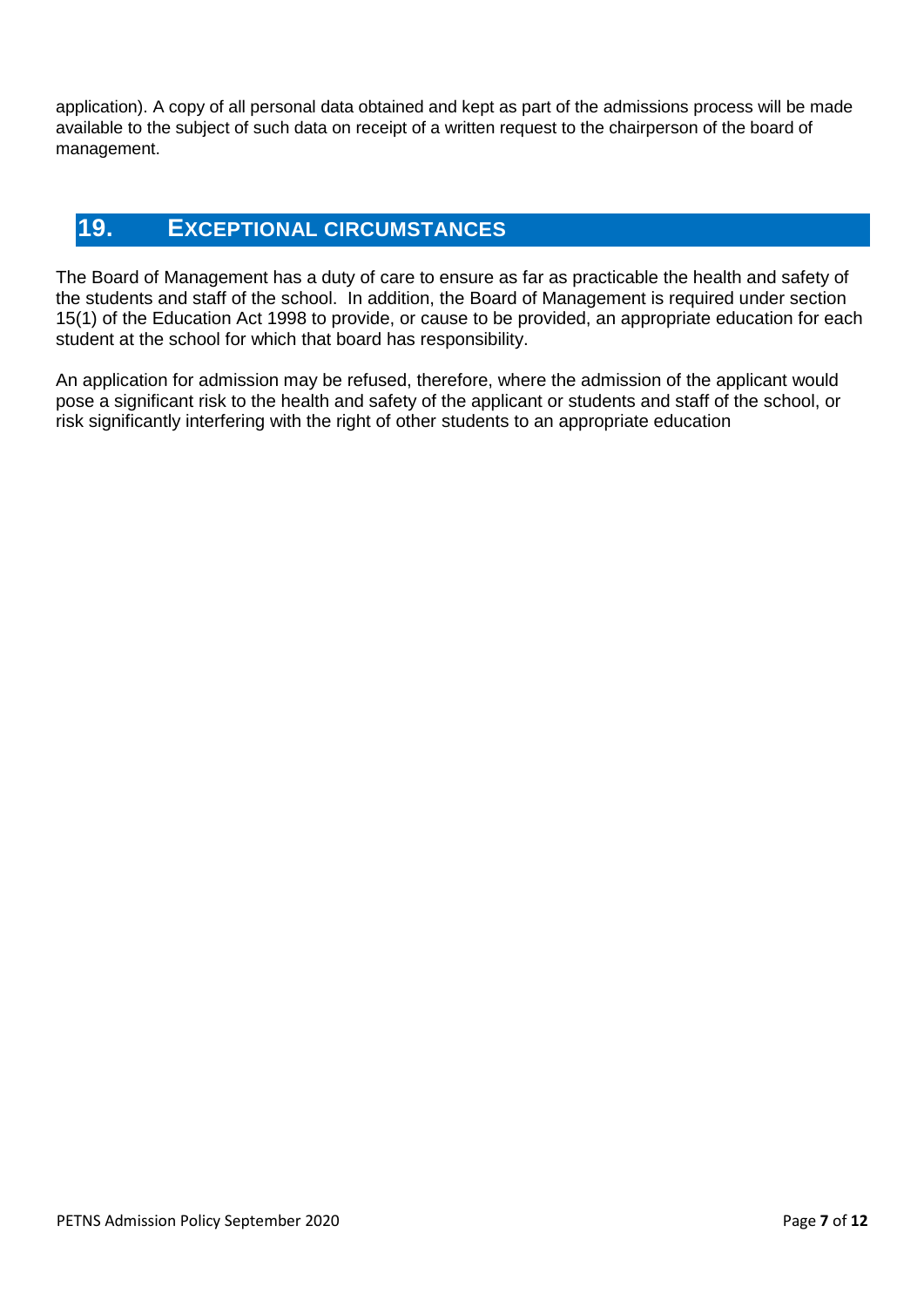application). A copy of all personal data obtained and kept as part of the admissions process will be made available to the subject of such data on receipt of a written request to the chairperson of the board of management.

## 19. Exceptional Circumstances

The Board of Management has a duty of care to ensure as far as practicable the health and safety of the students and staff of the school. In addition, the Board of Management is required under section 15(1) of the Education Act 1998 to provide, or cause to be provided, an appropriate education for each student at the school for which that board has responsibility.

An application for admission may be refused, therefore, where the admission of the applicant would pose a significant risk to the health and safety of the applicant or students and staff of the school, or risk significantly interfering with the right of other students to an appropriate education